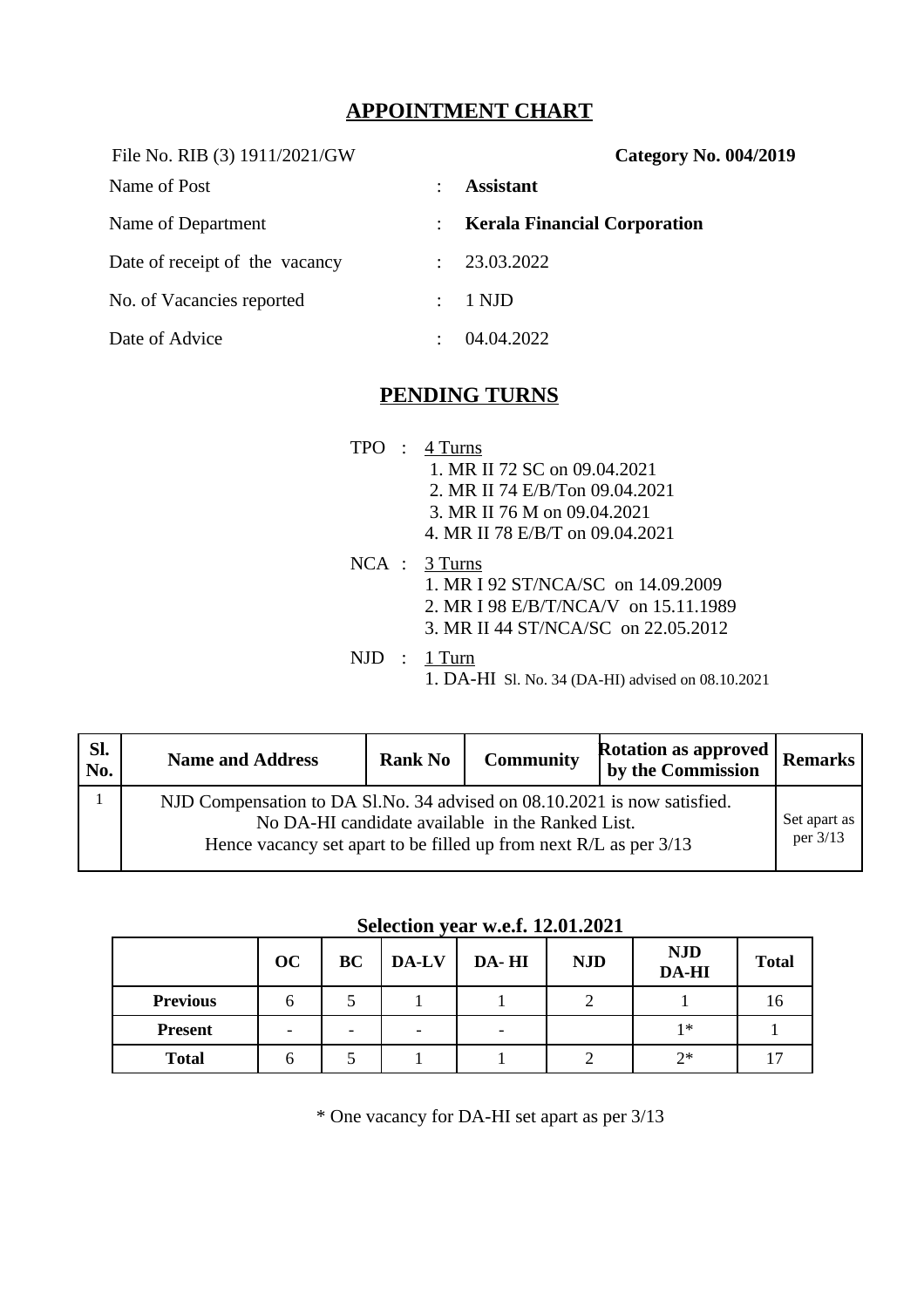# APPOINTMENT CHART

File No. RIB (3) 1911/2021/GW **Category No. 004/2019**

| | | |
|---|---|---|
| Name of Post | : | **Assistant** |
| Name of Department | : | **Kerala Financial Corporation** |
| Date of receipt of the vacancy | : | 23.03.2022 |
| No. of Vacancies reported | : | 1 NJD |
| Date of Advice | : | 04.04.2022 |

## PENDING TURNS

TPO : 4 Turns
1. MR II 72 SC on 09.04.2021
2. MR II 74 E/B/Ton 09.04.2021
3. MR II 76 M on 09.04.2021
4. MR II 78 E/B/T on 09.04.2021

NCA : 3 Turns
1. MR I 92 ST/NCA/SC on 14.09.2009
2. MR I 98 E/B/T/NCA/V on 15.11.1989
3. MR II 44 ST/NCA/SC on 22.05.2012

NJD : 1 Turn
1. DA-HI Sl. No. 34 (DA-HI) advised on 08.10.2021

| Sl. No. | Name and Address | Rank No | Community | Rotation as approved by the Commission | Remarks |
|---|---|---|---|---|---|
| 1 | NJD Compensation to DA Sl.No. 34 advised on 08.10.2021 is now satisfied. No DA-HI candidate available in the Ranked List. Hence vacancy set apart to be filled up from next R/L as per 3/13 | | | | Set apart as per 3/13 |

**Selection year w.e.f. 12.01.2021**

| | OC | BC | DA-LV | DA- HI | NJD | NJD DA-HI | Total |
|---|---|---|---|---|---|---|---|
| **Previous** | 6 | 5 | 1 | 1 | 2 | 1 | 16 |
| **Present** | - | - | - | - | | 1* | 1 |
| **Total** | 6 | 5 | 1 | 1 | 2 | 2* | 17 |

\* One vacancy for DA-HI set apart as per 3/13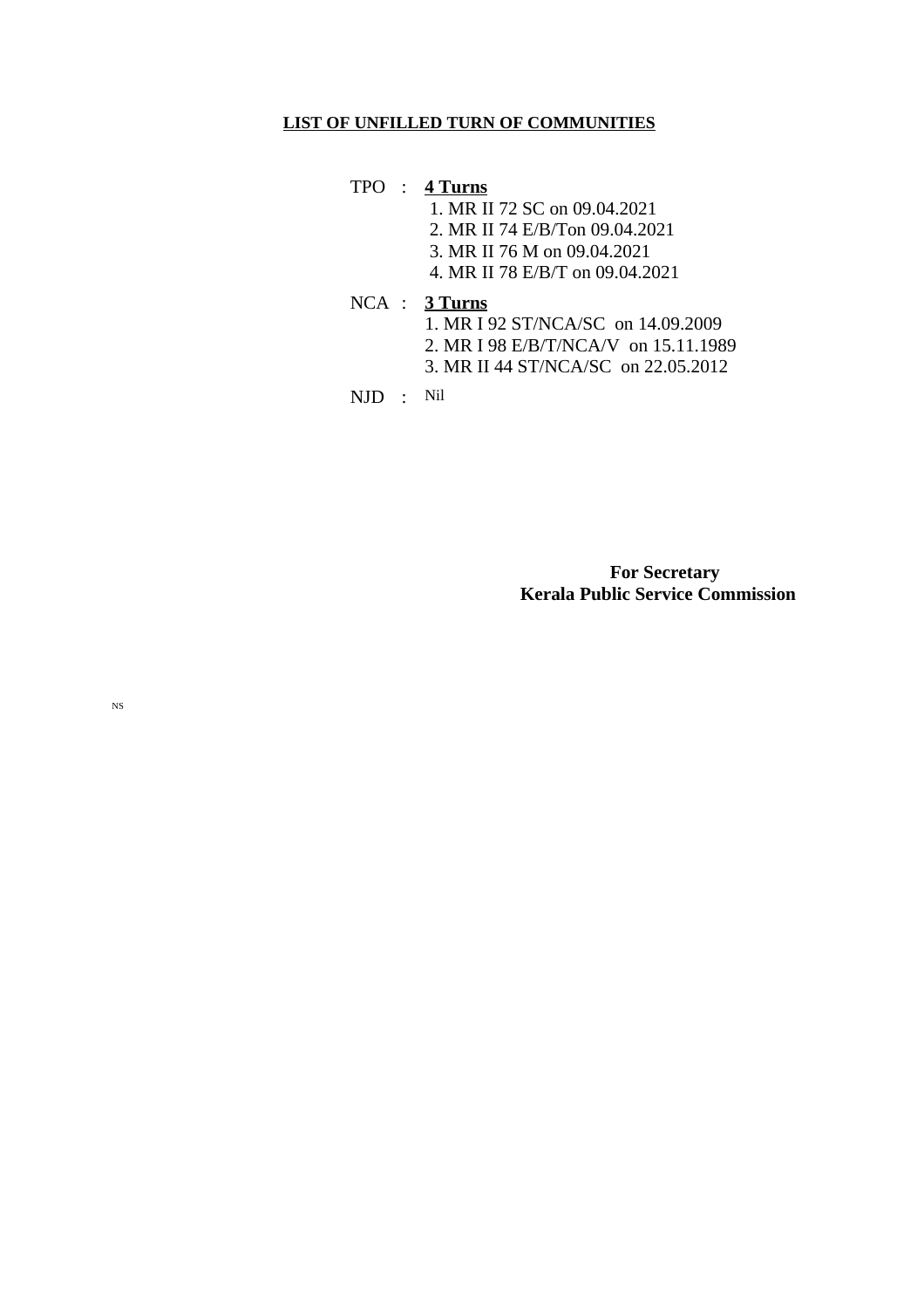**LIST OF UNFILLED TURN OF COMMUNITIES**

TPO : **4 Turns**

1. MR II 72 SC on 09.04.2021
2. MR II 74 E/B/Ton 09.04.2021
3. MR II 76 M on 09.04.2021
4. MR II 78 E/B/T on 09.04.2021

NCA : **3 Turns**

1. MR I 92 ST/NCA/SC on 14.09.2009
2. MR I 98 E/B/T/NCA/V on 15.11.1989
3. MR II 44 ST/NCA/SC on 22.05.2012

NJD : Nil

**For Secretary**
**Kerala Public Service Commission**

NS